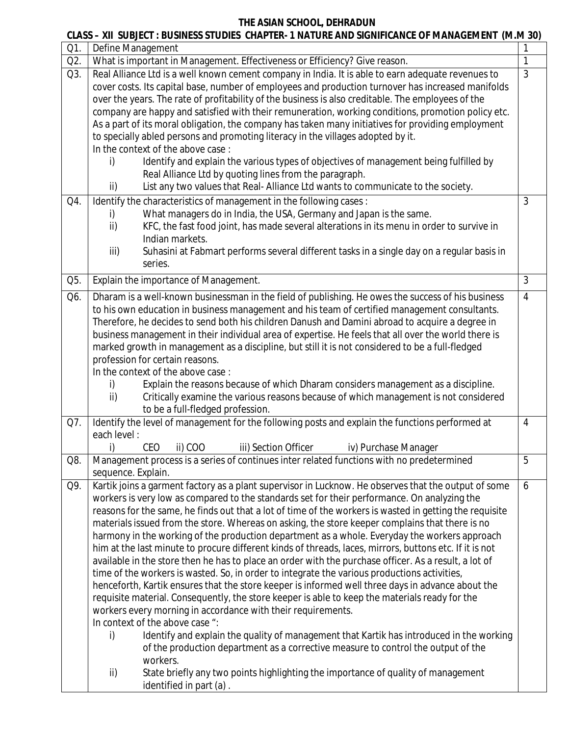# THE ASIAN SCHOOL, DEHRADUN

## CLASS – XII SUBJECT : BUSINESS STUDIES CHAPTER- 1 NATURE AND SIGNIFICANCE OF MANAGEMENT (M.M 30)

| Q1. | Define Management | 1 |
|---|---|---|
| Q2. | What is important in Management. Effectiveness or Efficiency? Give reason. | 1 |
| Q3. | Real Alliance Ltd is a well known cement company in India. It is able to earn adequate revenues to cover costs. Its capital base, number of employees and production turnover has increased manifolds over the years. The rate of profitability of the business is also creditable. The employees of the company are happy and satisfied with their remuneration, working conditions, promotion policy etc. As a part of its moral obligation, the company has taken many initiatives for providing employment to specially abled persons and promoting literacy in the villages adopted by it.<br>In the context of the above case :<br>i) Identify and explain the various types of objectives of management being fulfilled by Real Alliance Ltd by quoting lines from the paragraph.<br>ii) List any two values that Real- Alliance Ltd wants to communicate to the society. | 3 |
| Q4. | Identify the characteristics of management in the following cases :<br>i) What managers do in India, the USA, Germany and Japan is the same.<br>ii) KFC, the fast food joint, has made several alterations in its menu in order to survive in Indian markets.<br>iii) Suhasini at Fabmart performs several different tasks in a single day on a regular basis in series. | 3 |
| Q5. | Explain the importance of Management. | 3 |
| Q6. | Dharam is a well-known businessman in the field of publishing. He owes the success of his business to his own education in business management and his team of certified management consultants. Therefore, he decides to send both his children Danush and Damini abroad to acquire a degree in business management in their individual area of expertise. He feels that all over the world there is marked growth in management as a discipline, but still it is not considered to be a full-fledged profession for certain reasons.<br>In the context of the above case :<br>i) Explain the reasons because of which Dharam considers management as a discipline.<br>ii) Critically examine the various reasons because of which management is not considered to be a full-fledged profession. | 4 |
| Q7. | Identify the level of management for the following posts and explain the functions performed at each level :<br>i) CEO ii) COO iii) Section Officer iv) Purchase Manager | 4 |
| Q8. | Management process is a series of continues inter related functions with no predetermined sequence. Explain. | 5 |
| Q9. | Kartik joins a garment factory as a plant supervisor in Lucknow. He observes that the output of some workers is very low as compared to the standards set for their performance. On analyzing the reasons for the same, he finds out that a lot of time of the workers is wasted in getting the requisite materials issued from the store. Whereas on asking, the store keeper complains that there is no harmony in the working of the production department as a whole. Everyday the workers approach him at the last minute to procure different kinds of threads, laces, mirrors, buttons etc. If it is not available in the store then he has to place an order with the purchase officer. As a result, a lot of time of the workers is wasted. So, in order to integrate the various productions activities, henceforth, Kartik ensures that the store keeper is informed well three days in advance about the requisite material. Consequently, the store keeper is able to keep the materials ready for the workers every morning in accordance with their requirements.<br>In context of the above case ":<br>i) Identify and explain the quality of management that Kartik has introduced in the working of the production department as a corrective measure to control the output of the workers.<br>ii) State briefly any two points highlighting the importance of quality of management identified in part (a) . | 6 |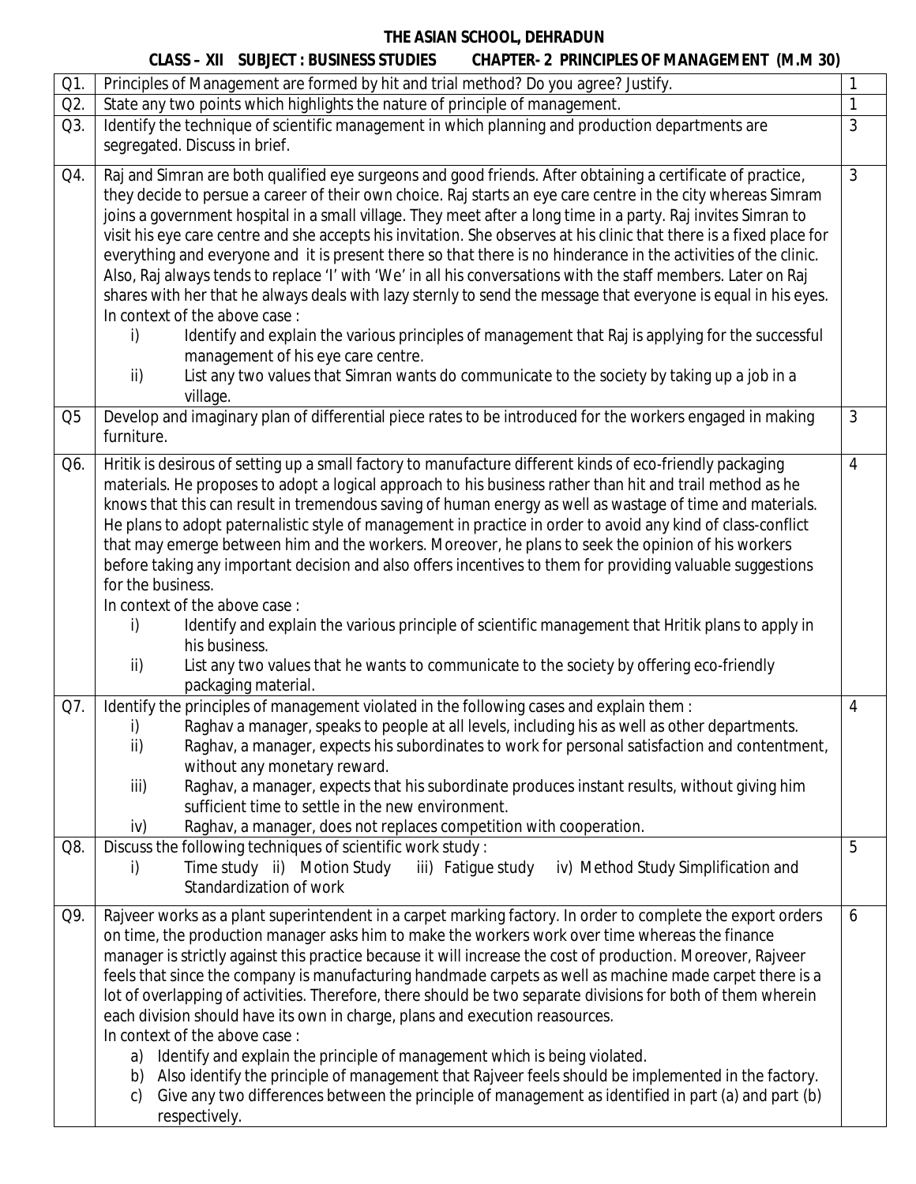# THE ASIAN SCHOOL, DEHRADUN

## CLASS – XII SUBJECT : BUSINESS STUDIES CHAPTER- 2 PRINCIPLES OF MANAGEMENT (M.M 30)

| Q. No. | Question | Marks |
|---|---|---|
| Q1. | Principles of Management are formed by hit and trial method? Do you agree? Justify. | 1 |
| Q2. | State any two points which highlights the nature of principle of management. | 1 |
| Q3. | Identify the technique of scientific management in which planning and production departments are segregated. Discuss in brief. | 3 |
| Q4. | Raj and Simran are both qualified eye surgeons and good friends. After obtaining a certificate of practice, they decide to persue a career of their own choice. Raj starts an eye care centre in the city whereas Simram joins a government hospital in a small village. They meet after a long time in a party. Raj invites Simran to visit his eye care centre and she accepts his invitation. She observes at his clinic that there is a fixed place for everything and everyone and it is present there so that there is no hinderance in the activities of the clinic. Also, Raj always tends to replace 'I' with 'We' in all his conversations with the staff members. Later on Raj shares with her that he always deals with lazy sternly to send the message that everyone is equal in his eyes. In context of the above case : <br> i) Identify and explain the various principles of management that Raj is applying for the successful management of his eye care centre. <br> ii) List any two values that Simran wants do communicate to the society by taking up a job in a village. | 3 |
| Q5 | Develop and imaginary plan of differential piece rates to be introduced for the workers engaged in making furniture. | 3 |
| Q6. | Hritik is desirous of setting up a small factory to manufacture different kinds of eco-friendly packaging materials. He proposes to adopt a logical approach to his business rather than hit and trail method as he knows that this can result in tremendous saving of human energy as well as wastage of time and materials. He plans to adopt paternalistic style of management in practice in order to avoid any kind of class-conflict that may emerge between him and the workers. Moreover, he plans to seek the opinion of his workers before taking any important decision and also offers incentives to them for providing valuable suggestions for the business. In context of the above case : <br> i) Identify and explain the various principle of scientific management that Hritik plans to apply in his business. <br> ii) List any two values that he wants to communicate to the society by offering eco-friendly packaging material. | 4 |
| Q7. | Identify the principles of management violated in the following cases and explain them : <br> i) Raghav a manager, speaks to people at all levels, including his as well as other departments. <br> ii) Raghav, a manager, expects his subordinates to work for personal satisfaction and contentment, without any monetary reward. <br> iii) Raghav, a manager, expects that his subordinate produces instant results, without giving him sufficient time to settle in the new environment. <br> iv) Raghav, a manager, does not replaces competition with cooperation. | 4 |
| Q8. | Discuss the following techniques of scientific work study : <br> i) Time study ii) Motion Study iii) Fatigue study iv) Method Study Simplification and Standardization of work | 5 |
| Q9. | Rajveer works as a plant superintendent in a carpet marking factory. In order to complete the export orders on time, the production manager asks him to make the workers work over time whereas the finance manager is strictly against this practice because it will increase the cost of production. Moreover, Rajveer feels that since the company is manufacturing handmade carpets as well as machine made carpet there is a lot of overlapping of activities. Therefore, there should be two separate divisions for both of them wherein each division should have its own in charge, plans and execution reasources. In context of the above case : <br> a) Identify and explain the principle of management which is being violated. <br> b) Also identify the principle of management that Rajveer feels should be implemented in the factory. <br> c) Give any two differences between the principle of management as identified in part (a) and part (b) respectively. | 6 |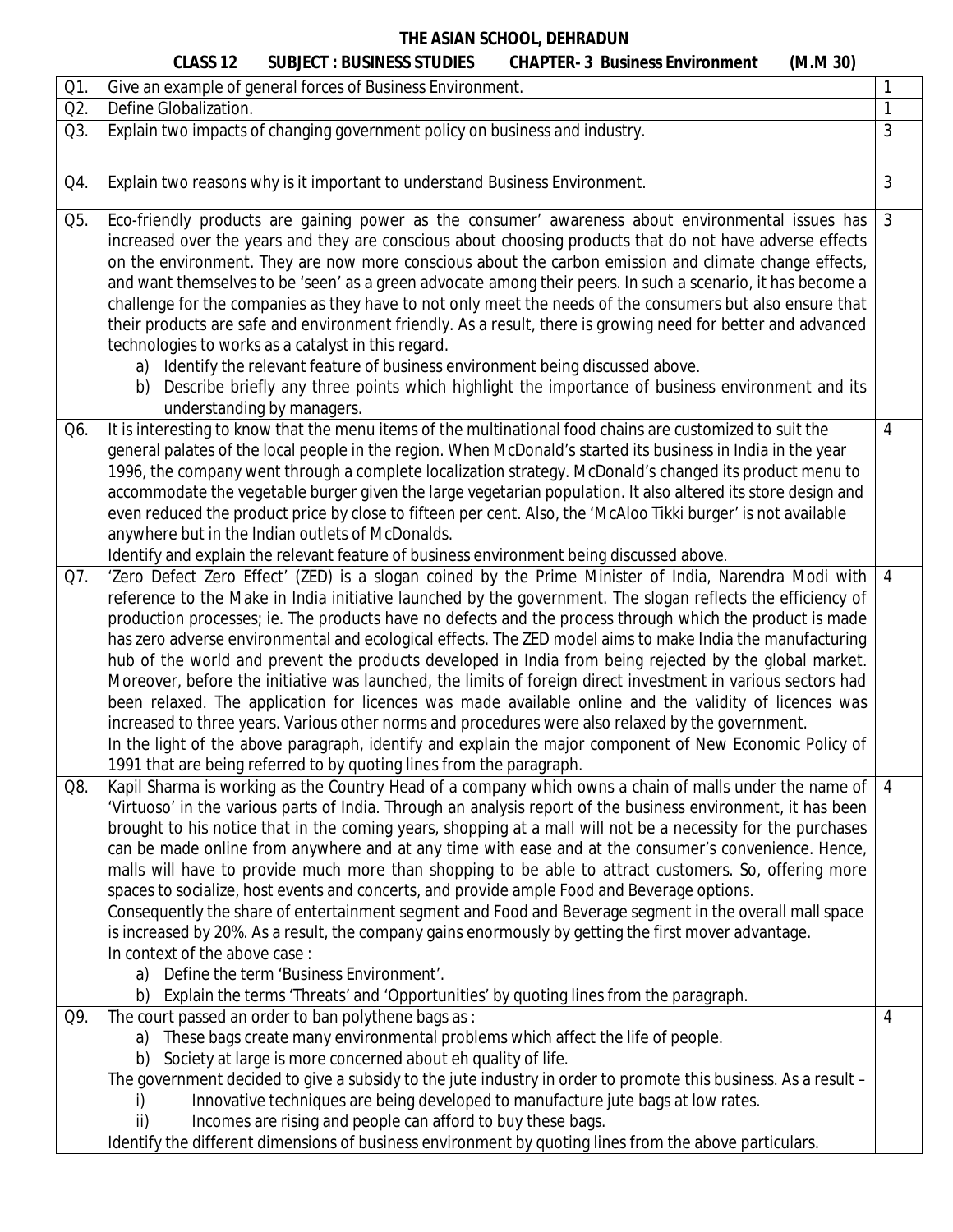# THE ASIAN SCHOOL, DEHRADUN

**CLASS 12 SUBJECT : BUSINESS STUDIES CHAPTER- 3 Business Environment (M.M 30)**

| Q. | Question | Marks |
|---|---|---|
| Q1. | Give an example of general forces of Business Environment. | 1 |
| Q2. | Define Globalization. | 1 |
| Q3. | Explain two impacts of changing government policy on business and industry. | 3 |
| Q4. | Explain two reasons why is it important to understand Business Environment. | 3 |
| Q5. | Eco-friendly products are gaining power as the consumer' awareness about environmental issues has increased over the years and they are conscious about choosing products that do not have adverse effects on the environment. They are now more conscious about the carbon emission and climate change effects, and want themselves to be 'seen' as a green advocate among their peers. In such a scenario, it has become a challenge for the companies as they have to not only meet the needs of the consumers but also ensure that their products are safe and environment friendly. As a result, there is growing need for better and advanced technologies to works as a catalyst in this regard.<br>a) Identify the relevant feature of business environment being discussed above.<br>b) Describe briefly any three points which highlight the importance of business environment and its understanding by managers. | 3 |
| Q6. | It is interesting to know that the menu items of the multinational food chains are customized to suit the general palates of the local people in the region. When McDonald's started its business in India in the year 1996, the company went through a complete localization strategy. McDonald's changed its product menu to accommodate the vegetable burger given the large vegetarian population. It also altered its store design and even reduced the product price by close to fifteen per cent. Also, the 'McAloo Tikki burger' is not available anywhere but in the Indian outlets of McDonalds.<br>Identify and explain the relevant feature of business environment being discussed above. | 4 |
| Q7. | 'Zero Defect Zero Effect' (ZED) is a slogan coined by the Prime Minister of India, Narendra Modi with reference to the Make in India initiative launched by the government. The slogan reflects the efficiency of production processes; ie. The products have no defects and the process through which the product is made has zero adverse environmental and ecological effects. The ZED model aims to make India the manufacturing hub of the world and prevent the products developed in India from being rejected by the global market. Moreover, before the initiative was launched, the limits of foreign direct investment in various sectors had been relaxed. The application for licences was made available online and the validity of licences was increased to three years. Various other norms and procedures were also relaxed by the government.<br>In the light of the above paragraph, identify and explain the major component of New Economic Policy of 1991 that are being referred to by quoting lines from the paragraph. | 4 |
| Q8. | Kapil Sharma is working as the Country Head of a company which owns a chain of malls under the name of 'Virtuoso' in the various parts of India. Through an analysis report of the business environment, it has been brought to his notice that in the coming years, shopping at a mall will not be a necessity for the purchases can be made online from anywhere and at any time with ease and at the consumer's convenience. Hence, malls will have to provide much more than shopping to be able to attract customers. So, offering more spaces to socialize, host events and concerts, and provide ample Food and Beverage options.<br>Consequently the share of entertainment segment and Food and Beverage segment in the overall mall space is increased by 20%. As a result, the company gains enormously by getting the first mover advantage.<br>In context of the above case :<br>a) Define the term 'Business Environment'.<br>b) Explain the terms 'Threats' and 'Opportunities' by quoting lines from the paragraph. | 4 |
| Q9. | The court passed an order to ban polythene bags as :<br>a) These bags create many environmental problems which affect the life of people.<br>b) Society at large is more concerned about eh quality of life.<br>The government decided to give a subsidy to the jute industry in order to promote this business. As a result –<br>i) Innovative techniques are being developed to manufacture jute bags at low rates.<br>ii) Incomes are rising and people can afford to buy these bags.<br>Identify the different dimensions of business environment by quoting lines from the above particulars. | 4 |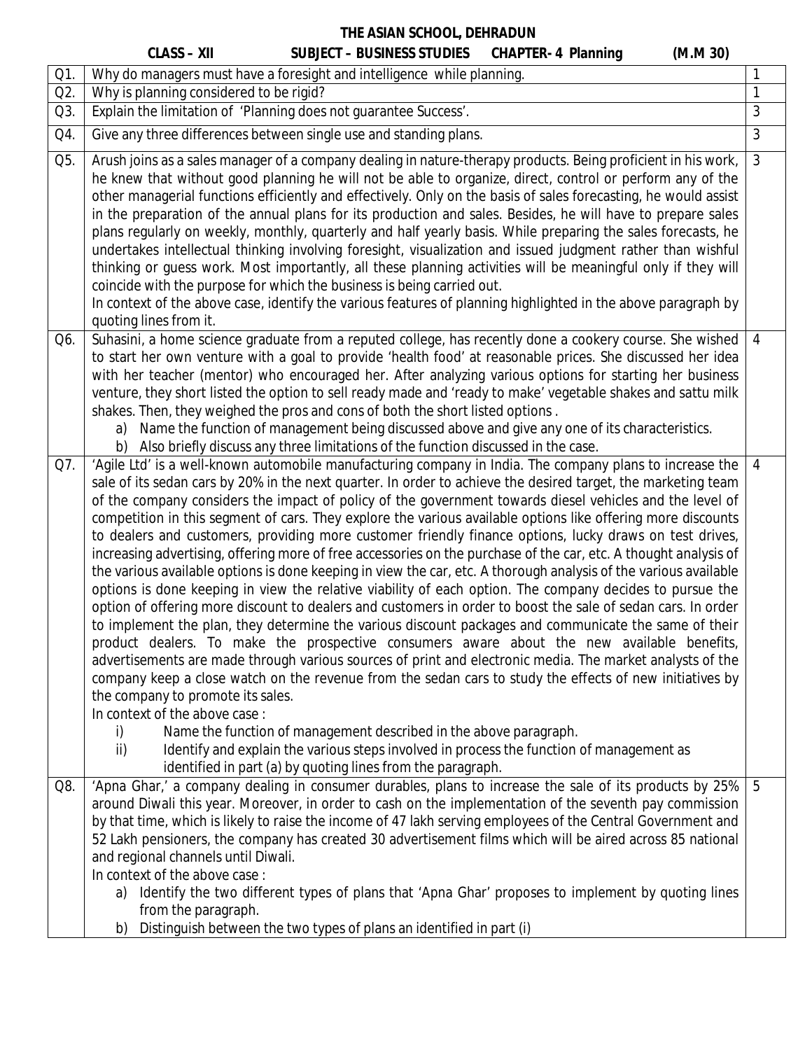# THE ASIAN SCHOOL, DEHRADUN

**CLASS – XII SUBJECT – BUSINESS STUDIES CHAPTER- 4 Planning (M.M 30)**

| | | |
|---|---|---|
| Q1. | Why do managers must have a foresight and intelligence while planning. | 1 |
| Q2. | Why is planning considered to be rigid? | 1 |
| Q3. | Explain the limitation of 'Planning does not guarantee Success'. | 3 |
| Q4. | Give any three differences between single use and standing plans. | 3 |
| Q5. | Arush joins as a sales manager of a company dealing in nature-therapy products. Being proficient in his work, he knew that without good planning he will not be able to organize, direct, control or perform any of the other managerial functions efficiently and effectively. Only on the basis of sales forecasting, he would assist in the preparation of the annual plans for its production and sales. Besides, he will have to prepare sales plans regularly on weekly, monthly, quarterly and half yearly basis. While preparing the sales forecasts, he undertakes intellectual thinking involving foresight, visualization and issued judgment rather than wishful thinking or guess work. Most importantly, all these planning activities will be meaningful only if they will coincide with the purpose for which the business is being carried out.<br>In context of the above case, identify the various features of planning highlighted in the above paragraph by quoting lines from it. | 3 |
| Q6. | Suhasini, a home science graduate from a reputed college, has recently done a cookery course. She wished to start her own venture with a goal to provide 'health food' at reasonable prices. She discussed her idea with her teacher (mentor) who encouraged her. After analyzing various options for starting her business venture, they short listed the option to sell ready made and 'ready to make' vegetable shakes and sattu milk shakes. Then, they weighed the pros and cons of both the short listed options .<br>a) Name the function of management being discussed above and give any one of its characteristics.<br>b) Also briefly discuss any three limitations of the function discussed in the case. | 4 |
| Q7. | 'Agile Ltd' is a well-known automobile manufacturing company in India. The company plans to increase the sale of its sedan cars by 20% in the next quarter. In order to achieve the desired target, the marketing team of the company considers the impact of policy of the government towards diesel vehicles and the level of competition in this segment of cars. They explore the various available options like offering more discounts to dealers and customers, providing more customer friendly finance options, lucky draws on test drives, increasing advertising, offering more of free accessories on the purchase of the car, etc. A thought analysis of the various available options is done keeping in view the car, etc. A thorough analysis of the various available options is done keeping in view the relative viability of each option. The company decides to pursue the option of offering more discount to dealers and customers in order to boost the sale of sedan cars. In order to implement the plan, they determine the various discount packages and communicate the same of their product dealers. To make the prospective consumers aware about the new available benefits, advertisements are made through various sources of print and electronic media. The market analysts of the company keep a close watch on the revenue from the sedan cars to study the effects of new initiatives by the company to promote its sales.<br>In context of the above case :<br>i) Name the function of management described in the above paragraph.<br>ii) Identify and explain the various steps involved in process the function of management as identified in part (a) by quoting lines from the paragraph. | 4 |
| Q8. | 'Apna Ghar,' a company dealing in consumer durables, plans to increase the sale of its products by 25% around Diwali this year. Moreover, in order to cash on the implementation of the seventh pay commission by that time, which is likely to raise the income of 47 lakh serving employees of the Central Government and 52 Lakh pensioners, the company has created 30 advertisement films which will be aired across 85 national and regional channels until Diwali.<br>In context of the above case :<br>a) Identify the two different types of plans that 'Apna Ghar' proposes to implement by quoting lines from the paragraph.<br>b) Distinguish between the two types of plans an identified in part (i) | 5 |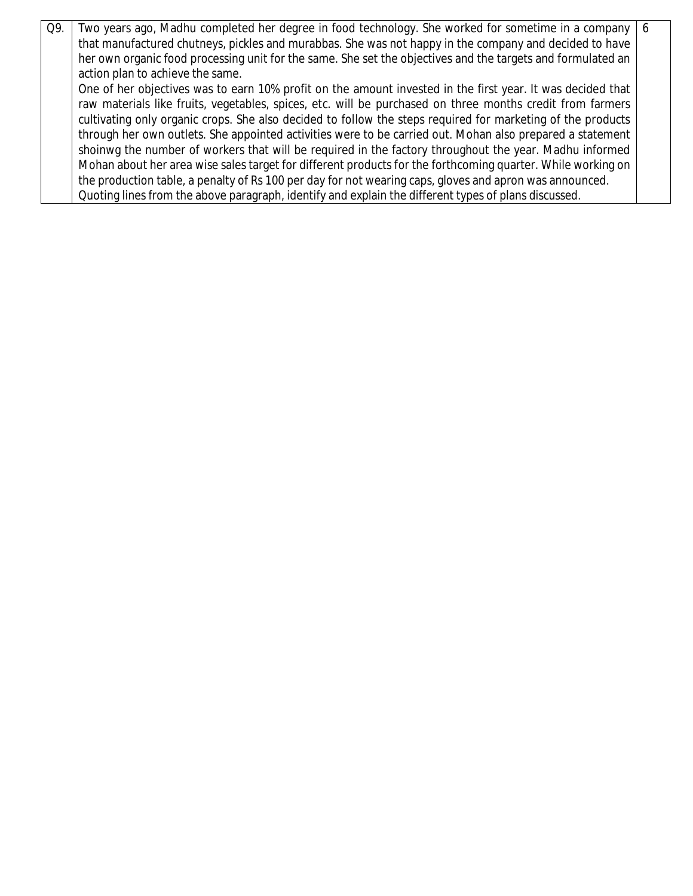| Q9. | Two years ago, Madhu completed her degree in food technology. She worked for sometime in a company that manufactured chutneys, pickles and murabbas. She was not happy in the company and decided to have her own organic food processing unit for the same. She set the objectives and the targets and formulated an action plan to achieve the same.<br>One of her objectives was to earn 10% profit on the amount invested in the first year. It was decided that raw materials like fruits, vegetables, spices, etc. will be purchased on three months credit from farmers cultivating only organic crops. She also decided to follow the steps required for marketing of the products through her own outlets. She appointed activities were to be carried out. Mohan also prepared a statement shoinwg the number of workers that will be required in the factory throughout the year. Madhu informed Mohan about her area wise sales target for different products for the forthcoming quarter. While working on the production table, a penalty of Rs 100 per day for not wearing caps, gloves and apron was announced.<br>Quoting lines from the above paragraph, identify and explain the different types of plans discussed. | 6 |
|---|---|---|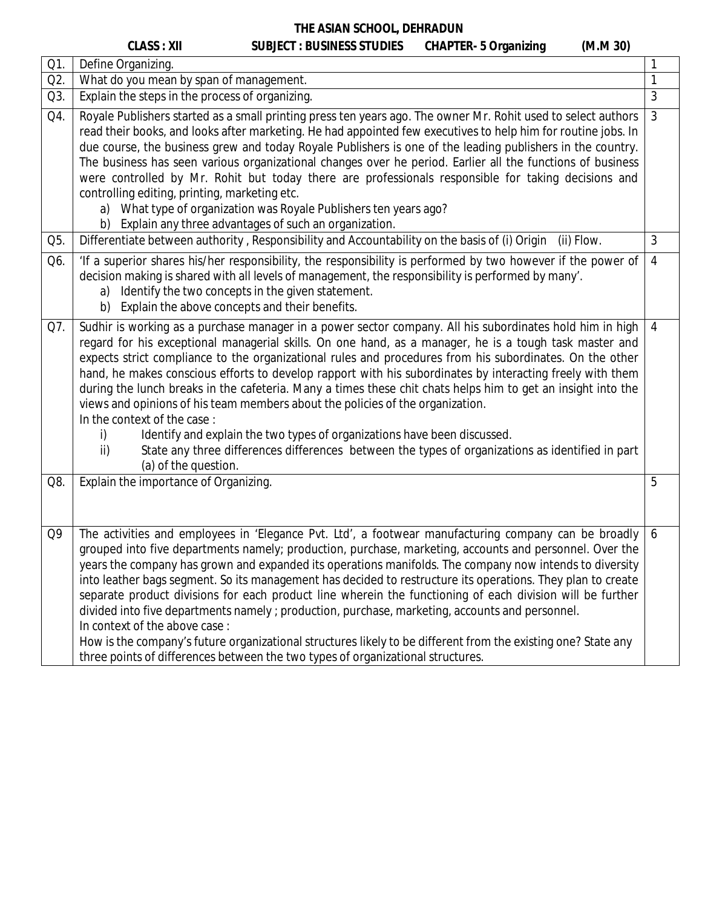# THE ASIAN SCHOOL, DEHRADUN

**CLASS : XII SUBJECT : BUSINESS STUDIES CHAPTER- 5 Organizing (M.M 30)**

| Q1. | Define Organizing. | 1 |
|---|---|---|
| Q2. | What do you mean by span of management. | 1 |
| Q3. | Explain the steps in the process of organizing. | 3 |
| Q4. | Royale Publishers started as a small printing press ten years ago. The owner Mr. Rohit used to select authors read their books, and looks after marketing. He had appointed few executives to help him for routine jobs. In due course, the business grew and today Royale Publishers is one of the leading publishers in the country. The business has seen various organizational changes over he period. Earlier all the functions of business were controlled by Mr. Rohit but today there are professionals responsible for taking decisions and controlling editing, printing, marketing etc.<br>a) What type of organization was Royale Publishers ten years ago?<br>b) Explain any three advantages of such an organization. | 3 |
| Q5. | Differentiate between authority , Responsibility and Accountability on the basis of (i) Origin (ii) Flow. | 3 |
| Q6. | 'If a superior shares his/her responsibility, the responsibility is performed by two however if the power of decision making is shared with all levels of management, the responsibility is performed by many'.<br>a) Identify the two concepts in the given statement.<br>b) Explain the above concepts and their benefits. | 4 |
| Q7. | Sudhir is working as a purchase manager in a power sector company. All his subordinates hold him in high regard for his exceptional managerial skills. On one hand, as a manager, he is a tough task master and expects strict compliance to the organizational rules and procedures from his subordinates. On the other hand, he makes conscious efforts to develop rapport with his subordinates by interacting freely with them during the lunch breaks in the cafeteria. Many a times these chit chats helps him to get an insight into the views and opinions of his team members about the policies of the organization.<br>In the context of the case :<br>i) Identify and explain the two types of organizations have been discussed.<br>ii) State any three differences differences between the types of organizations as identified in part (a) of the question. | 4 |
| Q8. | Explain the importance of Organizing. | 5 |
| Q9 | The activities and employees in 'Elegance Pvt. Ltd', a footwear manufacturing company can be broadly grouped into five departments namely; production, purchase, marketing, accounts and personnel. Over the years the company has grown and expanded its operations manifolds. The company now intends to diversity into leather bags segment. So its management has decided to restructure its operations. They plan to create separate product divisions for each product line wherein the functioning of each division will be further divided into five departments namely ; production, purchase, marketing, accounts and personnel.<br>In context of the above case :<br>How is the company's future organizational structures likely to be different from the existing one? State any three points of differences between the two types of organizational structures. | 6 |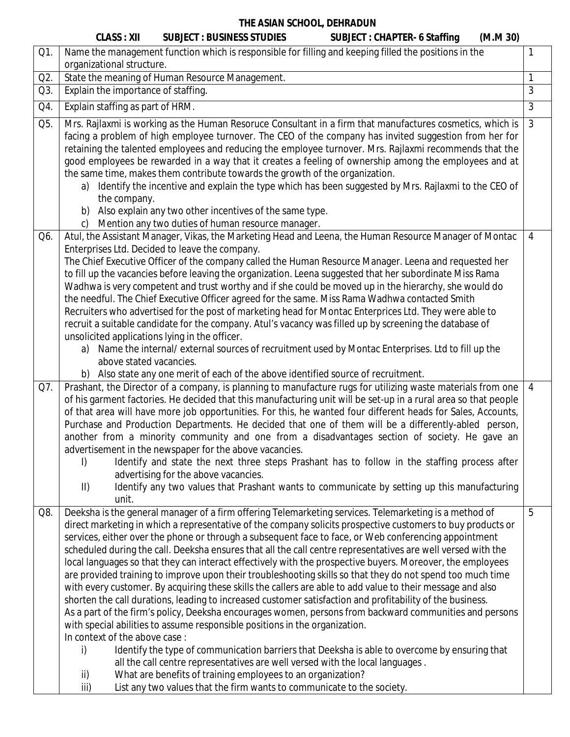# THE ASIAN SCHOOL, DEHRADUN

**CLASS : XII SUBJECT : BUSINESS STUDIES SUBJECT : CHAPTER- 6 Staffing (M.M 30)**

| Q. | Question | Marks |
|---|---|---|
| Q1. | Name the management function which is responsible for filling and keeping filled the positions in the organizational structure. | 1 |
| Q2. | State the meaning of Human Resource Management. | 1 |
| Q3. | Explain the importance of staffing. | 3 |
| Q4. | Explain staffing as part of HRM. | 3 |
| Q5. | Mrs. Rajlaxmi is working as the Human Resoruce Consultant in a firm that manufactures cosmetics, which is facing a problem of high employee turnover. The CEO of the company has invited suggestion from her for retaining the talented employees and reducing the employee turnover. Mrs. Rajlaxmi recommends that the good employees be rewarded in a way that it creates a feeling of ownership among the employees and at the same time, makes them contribute towards the growth of the organization. <br> a) Identify the incentive and explain the type which has been suggested by Mrs. Rajlaxmi to the CEO of the company. <br> b) Also explain any two other incentives of the same type. <br> c) Mention any two duties of human resource manager. | 3 |
| Q6. | Atul, the Assistant Manager, Vikas, the Marketing Head and Leena, the Human Resource Manager of Montac Enterprises Ltd. Decided to leave the company. <br> The Chief Executive Officer of the company called the Human Resource Manager. Leena and requested her to fill up the vacancies before leaving the organization. Leena suggested that her subordinate Miss Rama Wadhwa is very competent and trust worthy and if she could be moved up in the hierarchy, she would do the needful. The Chief Executive Officer agreed for the same. Miss Rama Wadhwa contacted Smith Recruiters who advertised for the post of marketing head for Montac Enterprices Ltd. They were able to recruit a suitable candidate for the company. Atul's vacancy was filled up by screening the database of unsolicited applications lying in the officer. <br> a) Name the internal/ external sources of recruitment used by Montac Enterprises. Ltd to fill up the above stated vacancies. <br> b) Also state any one merit of each of the above identified source of recruitment. | 4 |
| Q7. | Prashant, the Director of a company, is planning to manufacture rugs for utilizing waste materials from one of his garment factories. He decided that this manufacturing unit will be set-up in a rural area so that people of that area will have more job opportunities. For this, he wanted four different heads for Sales, Accounts, Purchase and Production Departments. He decided that one of them will be a differently-abled person, another from a minority community and one from a disadvantages section of society. He gave an advertisement in the newspaper for the above vacancies. <br> I) Identify and state the next three steps Prashant has to follow in the staffing process after advertising for the above vacancies. <br> II) Identify any two values that Prashant wants to communicate by setting up this manufacturing unit. | 4 |
| Q8. | Deeksha is the general manager of a firm offering Telemarketing services. Telemarketing is a method of direct marketing in which a representative of the company solicits prospective customers to buy products or services, either over the phone or through a subsequent face to face, or Web conferencing appointment scheduled during the call. Deeksha ensures that all the call centre representatives are well versed with the local languages so that they can interact effectively with the prospective buyers. Moreover, the employees are provided training to improve upon their troubleshooting skills so that they do not spend too much time with every customer. By acquiring these skills the callers are able to add value to their message and also shorten the call durations, leading to increased customer satisfaction and profitability of the business. <br> As a part of the firm's policy, Deeksha encourages women, persons from backward communities and persons with special abilities to assume responsible positions in the organization. <br> In context of the above case : <br> i) Identify the type of communication barriers that Deeksha is able to overcome by ensuring that all the call centre representatives are well versed with the local languages . <br> ii) What are benefits of training employees to an organization? <br> iii) List any two values that the firm wants to communicate to the society. | 5 |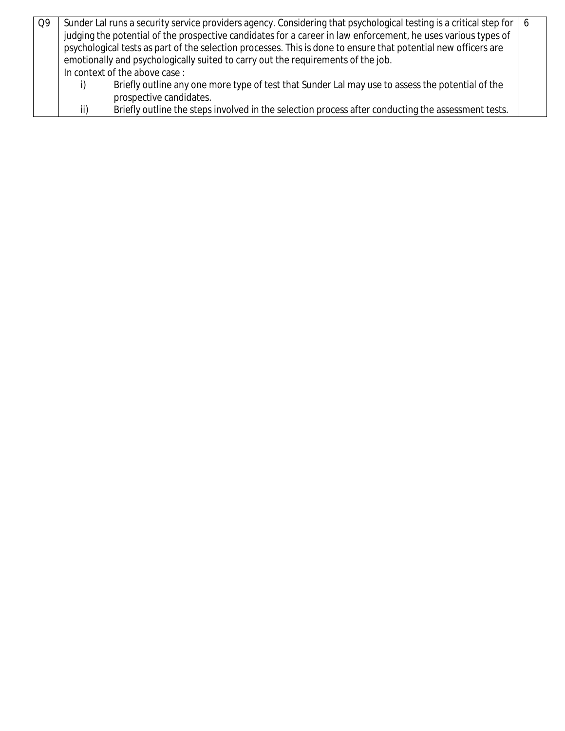| Q9 | Sunder Lal runs a security service providers agency. Considering that psychological testing is a critical step for judging the potential of the prospective candidates for a career in law enforcement, he uses various types of psychological tests as part of the selection processes. This is done to ensure that potential new officers are emotionally and psychologically suited to carry out the requirements of the job.<br>In context of the above case :<br>i) Briefly outline any one more type of test that Sunder Lal may use to assess the potential of the prospective candidates.<br>ii) Briefly outline the steps involved in the selection process after conducting the assessment tests. | 6 |
|---|---|---|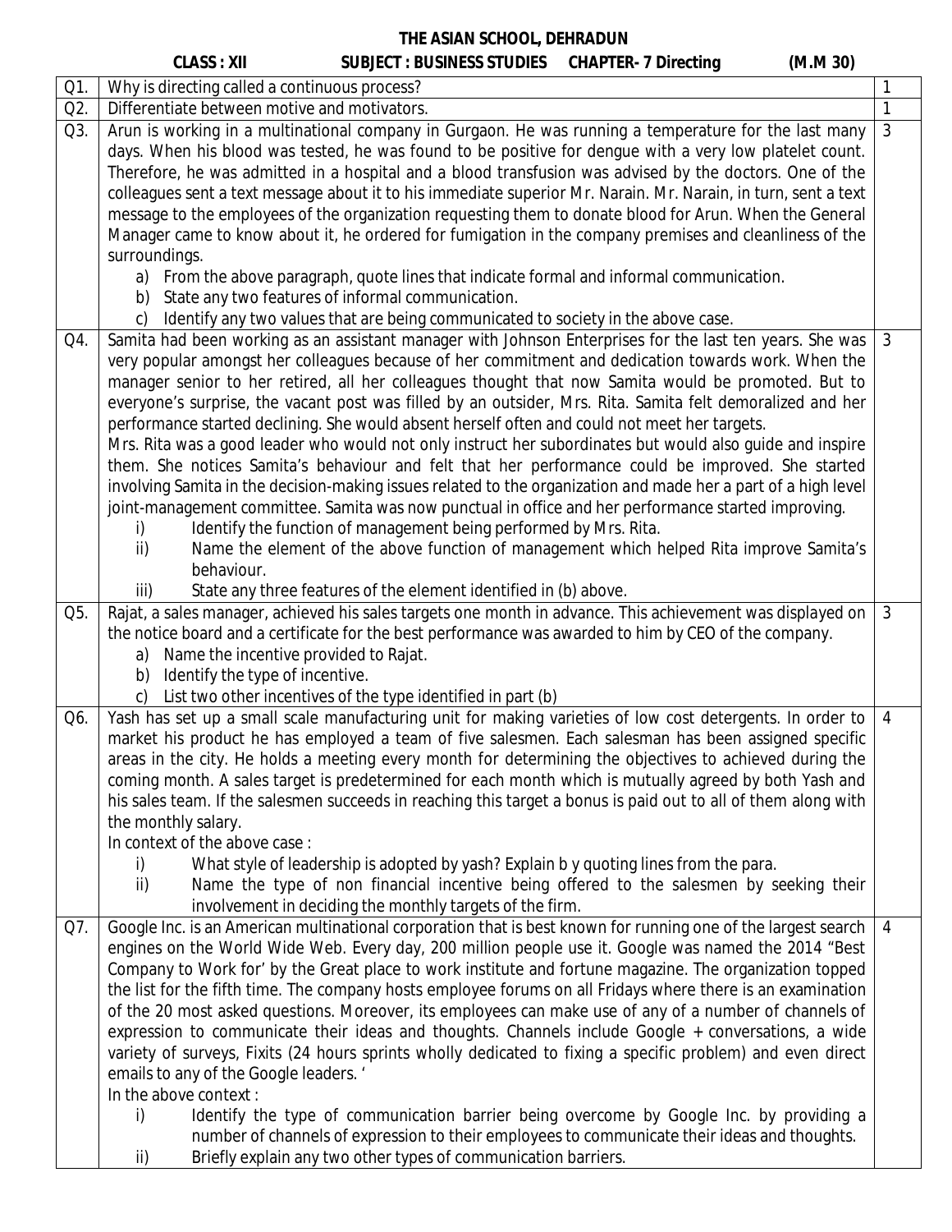# THE ASIAN SCHOOL, DEHRADUN

**CLASS : XII SUBJECT : BUSINESS STUDIES CHAPTER- 7 Directing (M.M 30)**

| Q. | Question | Marks |
|---|---|---|
| Q1. | Why is directing called a continuous process? | 1 |
| Q2. | Differentiate between motive and motivators. | 1 |
| Q3. | Arun is working in a multinational company in Gurgaon. He was running a temperature for the last many days. When his blood was tested, he was found to be positive for dengue with a very low platelet count. Therefore, he was admitted in a hospital and a blood transfusion was advised by the doctors. One of the colleagues sent a text message about it to his immediate superior Mr. Narain. Mr. Narain, in turn, sent a text message to the employees of the organization requesting them to donate blood for Arun. When the General Manager came to know about it, he ordered for fumigation in the company premises and cleanliness of the surroundings.<br>a) From the above paragraph, quote lines that indicate formal and informal communication.<br>b) State any two features of informal communication.<br>c) Identify any two values that are being communicated to society in the above case. | 3 |
| Q4. | Samita had been working as an assistant manager with Johnson Enterprises for the last ten years. She was very popular amongst her colleagues because of her commitment and dedication towards work. When the manager senior to her retired, all her colleagues thought that now Samita would be promoted. But to everyone's surprise, the vacant post was filled by an outsider, Mrs. Rita. Samita felt demoralized and her performance started declining. She would absent herself often and could not meet her targets.<br>Mrs. Rita was a good leader who would not only instruct her subordinates but would also guide and inspire them. She notices Samita's behaviour and felt that her performance could be improved. She started involving Samita in the decision-making issues related to the organization and made her a part of a high level joint-management committee. Samita was now punctual in office and her performance started improving.<br>i) Identify the function of management being performed by Mrs. Rita.<br>ii) Name the element of the above function of management which helped Rita improve Samita's behaviour.<br>iii) State any three features of the element identified in (b) above. | 3 |
| Q5. | Rajat, a sales manager, achieved his sales targets one month in advance. This achievement was displayed on the notice board and a certificate for the best performance was awarded to him by CEO of the company.<br>a) Name the incentive provided to Rajat.<br>b) Identify the type of incentive.<br>c) List two other incentives of the type identified in part (b) | 3 |
| Q6. | Yash has set up a small scale manufacturing unit for making varieties of low cost detergents. In order to market his product he has employed a team of five salesmen. Each salesman has been assigned specific areas in the city. He holds a meeting every month for determining the objectives to achieved during the coming month. A sales target is predetermined for each month which is mutually agreed by both Yash and his sales team. If the salesmen succeeds in reaching this target a bonus is paid out to all of them along with the monthly salary.<br>In context of the above case :<br>i) What style of leadership is adopted by yash? Explain b y quoting lines from the para.<br>ii) Name the type of non financial incentive being offered to the salesmen by seeking their involvement in deciding the monthly targets of the firm. | 4 |
| Q7. | Google Inc. is an American multinational corporation that is best known for running one of the largest search engines on the World Wide Web. Every day, 200 million people use it. Google was named the 2014 "Best Company to Work for' by the Great place to work institute and fortune magazine. The organization topped the list for the fifth time. The company hosts employee forums on all Fridays where there is an examination of the 20 most asked questions. Moreover, its employees can make use of any of a number of channels of expression to communicate their ideas and thoughts. Channels include Google + conversations, a wide variety of surveys, Fixits (24 hours sprints wholly dedicated to fixing a specific problem) and even direct emails to any of the Google leaders. '<br>In the above context :<br>i) Identify the type of communication barrier being overcome by Google Inc. by providing a number of channels of expression to their employees to communicate their ideas and thoughts.<br>ii) Briefly explain any two other types of communication barriers. | 4 |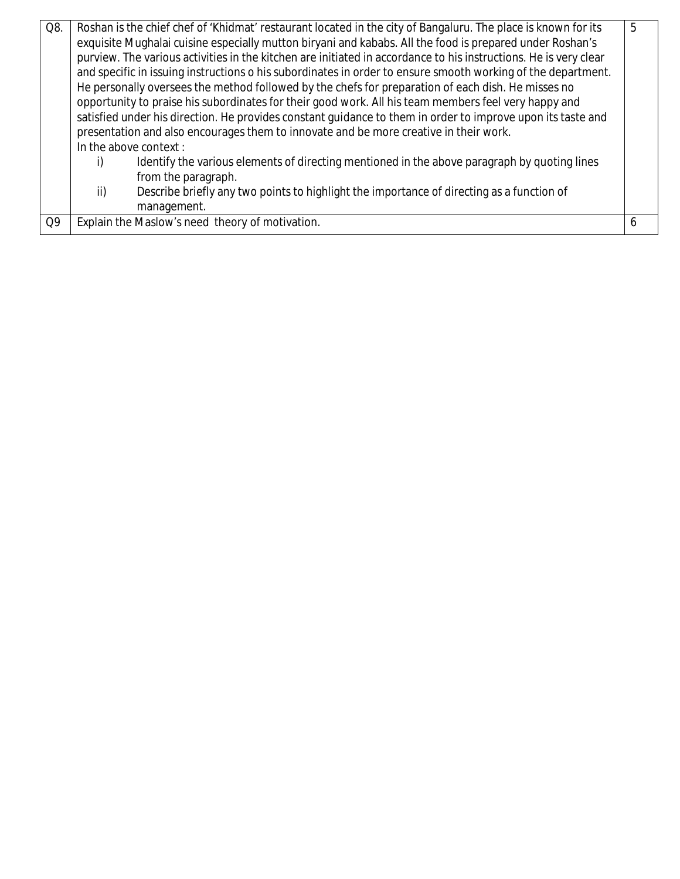| | | |
|---|---|---|
| Q8. | Roshan is the chief chef of 'Khidmat' restaurant located in the city of Bangaluru. The place is known for its exquisite Mughalai cuisine especially mutton biryani and kababs. All the food is prepared under Roshan's purview. The various activities in the kitchen are initiated in accordance to his instructions. He is very clear and specific in issuing instructions o his subordinates in order to ensure smooth working of the department. He personally oversees the method followed by the chefs for preparation of each dish. He misses no opportunity to praise his subordinates for their good work. All his team members feel very happy and satisfied under his direction. He provides constant guidance to them in order to improve upon its taste and presentation and also encourages them to innovate and be more creative in their work.<br>In the above context :<br>i) Identify the various elements of directing mentioned in the above paragraph by quoting lines from the paragraph.<br>ii) Describe briefly any two points to highlight the importance of directing as a function of management. | 5 |
| Q9 | Explain the Maslow's need theory of motivation. | 6 |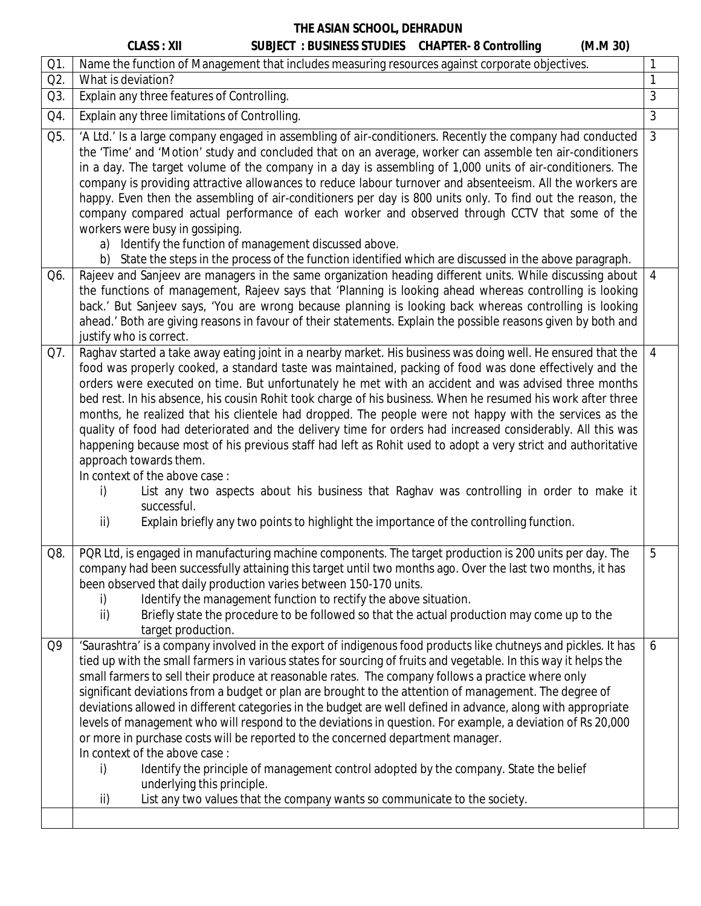# THE ASIAN SCHOOL, DEHRADUN

**CLASS : XII　　SUBJECT : BUSINESS STUDIES　CHAPTER- 8 Controlling　　(M.M 30)**

| Q. | Question | Marks |
|---|---|---|
| Q1. | Name the function of Management that includes measuring resources against corporate objectives. | 1 |
| Q2. | What is deviation? | 1 |
| Q3. | Explain any three features of Controlling. | 3 |
| Q4. | Explain any three limitations of Controlling. | 3 |
| Q5. | 'A Ltd.' Is a large company engaged in assembling of air-conditioners. Recently the company had conducted the 'Time' and 'Motion' study and concluded that on an average, worker can assemble ten air-conditioners in a day. The target volume of the company in a day is assembling of 1,000 units of air-conditioners. The company is providing attractive allowances to reduce labour turnover and absenteeism. All the workers are happy. Even then the assembling of air-conditioners per day is 800 units only. To find out the reason, the company compared actual performance of each worker and observed through CCTV that some of the workers were busy in gossiping.<br>a) Identify the function of management discussed above.<br>b) State the steps in the process of the function identified which are discussed in the above paragraph. | 3 |
| Q6. | Rajeev and Sanjeev are managers in the same organization heading different units. While discussing about the functions of management, Rajeev says that 'Planning is looking ahead whereas controlling is looking back.' But Sanjeev says, 'You are wrong because planning is looking back whereas controlling is looking ahead.' Both are giving reasons in favour of their statements. Explain the possible reasons given by both and justify who is correct. | 4 |
| Q7. | Raghav started a take away eating joint in a nearby market. His business was doing well. He ensured that the food was properly cooked, a standard taste was maintained, packing of food was done effectively and the orders were executed on time. But unfortunately he met with an accident and was advised three months bed rest. In his absence, his cousin Rohit took charge of his business. When he resumed his work after three months, he realized that his clientele had dropped. The people were not happy with the services as the quality of food had deteriorated and the delivery time for orders had increased considerably. All this was happening because most of his previous staff had left as Rohit used to adopt a very strict and authoritative approach towards them.<br>In context of the above case :<br>i) List any two aspects about his business that Raghav was controlling in order to make it successful.<br>ii) Explain briefly any two points to highlight the importance of the controlling function. | 4 |
| Q8. | PQR Ltd, is engaged in manufacturing machine components. The target production is 200 units per day. The company had been successfully attaining this target until two months ago. Over the last two months, it has been observed that daily production varies between 150-170 units.<br>i) Identify the management function to rectify the above situation.<br>ii) Briefly state the procedure to be followed so that the actual production may come up to the target production. | 5 |
| Q9 | 'Saurashtra' is a company involved in the export of indigenous food products like chutneys and pickles. It has tied up with the small farmers in various states for sourcing of fruits and vegetable. In this way it helps the small farmers to sell their produce at reasonable rates. The company follows a practice where only significant deviations from a budget or plan are brought to the attention of management. The degree of deviations allowed in different categories in the budget are well defined in advance, along with appropriate levels of management who will respond to the deviations in question. For example, a deviation of Rs 20,000 or more in purchase costs will be reported to the concerned department manager.<br>In context of the above case :<br>i) Identify the principle of management control adopted by the company. State the belief underlying this principle.<br>ii) List any two values that the company wants so communicate to the society. | 6 |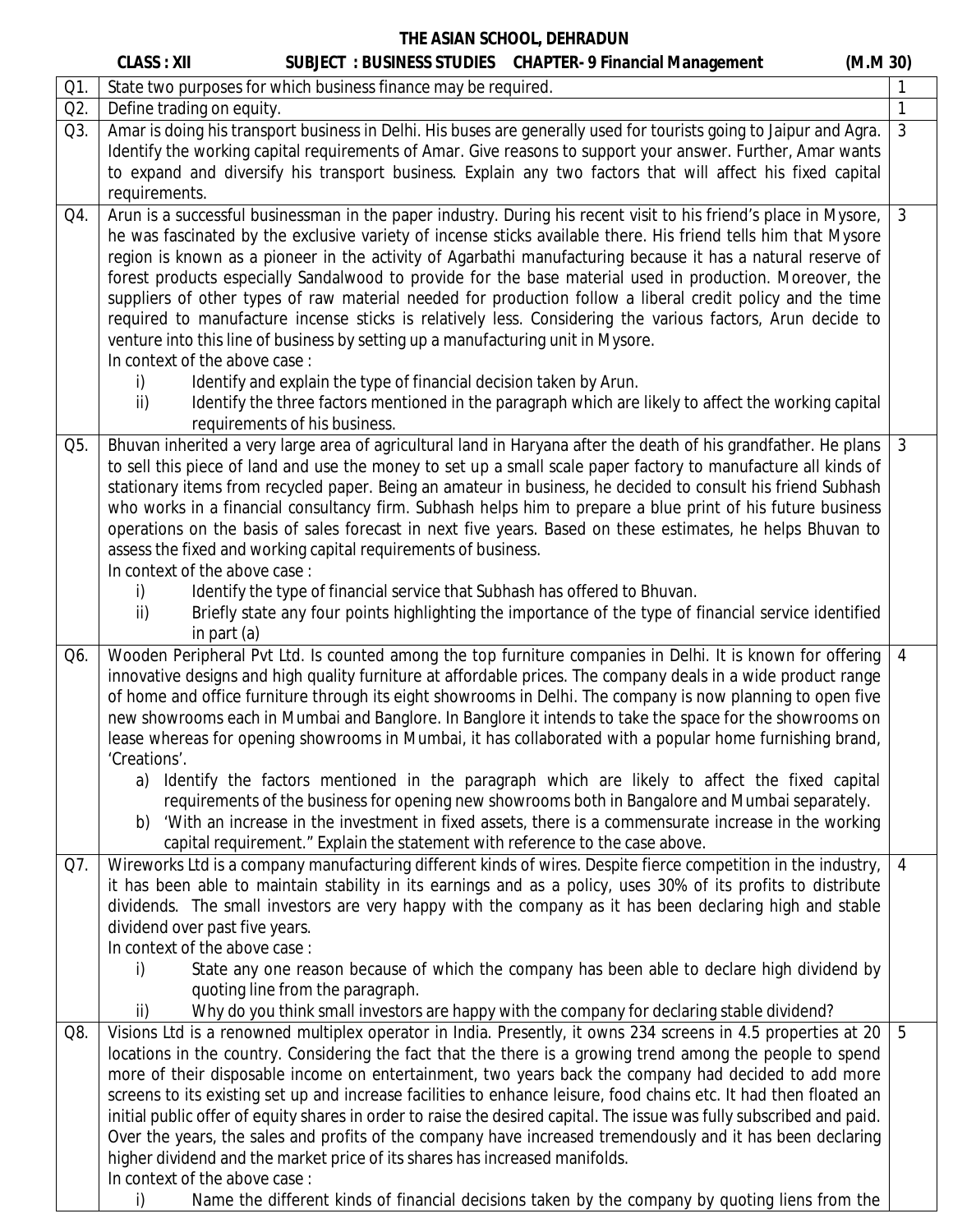# THE ASIAN SCHOOL, DEHRADUN

**CLASS : XII** **SUBJECT : BUSINESS STUDIES** **CHAPTER- 9 Financial Management** **(M.M 30)**

| | | |
|---|---|---|
| Q1. | State two purposes for which business finance may be required. | 1 |
| Q2. | Define trading on equity. | 1 |
| Q3. | Amar is doing his transport business in Delhi. His buses are generally used for tourists going to Jaipur and Agra. Identify the working capital requirements of Amar. Give reasons to support your answer. Further, Amar wants to expand and diversify his transport business. Explain any two factors that will affect his fixed capital requirements. | 3 |
| Q4. | Arun is a successful businessman in the paper industry. During his recent visit to his friend's place in Mysore, he was fascinated by the exclusive variety of incense sticks available there. His friend tells him that Mysore region is known as a pioneer in the activity of Agarbathi manufacturing because it has a natural reserve of forest products especially Sandalwood to provide for the base material used in production. Moreover, the suppliers of other types of raw material needed for production follow a liberal credit policy and the time required to manufacture incense sticks is relatively less. Considering the various factors, Arun decide to venture into this line of business by setting up a manufacturing unit in Mysore.<br>In context of the above case :<br>i) Identify and explain the type of financial decision taken by Arun.<br>ii) Identify the three factors mentioned in the paragraph which are likely to affect the working capital requirements of his business. | 3 |
| Q5. | Bhuvan inherited a very large area of agricultural land in Haryana after the death of his grandfather. He plans to sell this piece of land and use the money to set up a small scale paper factory to manufacture all kinds of stationary items from recycled paper. Being an amateur in business, he decided to consult his friend Subhash who works in a financial consultancy firm. Subhash helps him to prepare a blue print of his future business operations on the basis of sales forecast in next five years. Based on these estimates, he helps Bhuvan to assess the fixed and working capital requirements of business.<br>In context of the above case :<br>i) Identify the type of financial service that Subhash has offered to Bhuvan.<br>ii) Briefly state any four points highlighting the importance of the type of financial service identified in part (a) | 3 |
| Q6. | Wooden Peripheral Pvt Ltd. Is counted among the top furniture companies in Delhi. It is known for offering innovative designs and high quality furniture at affordable prices. The company deals in a wide product range of home and office furniture through its eight showrooms in Delhi. The company is now planning to open five new showrooms each in Mumbai and Banglore. In Banglore it intends to take the space for the showrooms on lease whereas for opening showrooms in Mumbai, it has collaborated with a popular home furnishing brand, 'Creations'.<br>a) Identify the factors mentioned in the paragraph which are likely to affect the fixed capital requirements of the business for opening new showrooms both in Bangalore and Mumbai separately.<br>b) 'With an increase in the investment in fixed assets, there is a commensurate increase in the working capital requirement." Explain the statement with reference to the case above. | 4 |
| Q7. | Wireworks Ltd is a company manufacturing different kinds of wires. Despite fierce competition in the industry, it has been able to maintain stability in its earnings and as a policy, uses 30% of its profits to distribute dividends. The small investors are very happy with the company as it has been declaring high and stable dividend over past five years.<br>In context of the above case :<br>i) State any one reason because of which the company has been able to declare high dividend by quoting line from the paragraph.<br>ii) Why do you think small investors are happy with the company for declaring stable dividend? | 4 |
| Q8. | Visions Ltd is a renowned multiplex operator in India. Presently, it owns 234 screens in 4.5 properties at 20 locations in the country. Considering the fact that the there is a growing trend among the people to spend more of their disposable income on entertainment, two years back the company had decided to add more screens to its existing set up and increase facilities to enhance leisure, food chains etc. It had then floated an initial public offer of equity shares in order to raise the desired capital. The issue was fully subscribed and paid. Over the years, the sales and profits of the company have increased tremendously and it has been declaring higher dividend and the market price of its shares has increased manifolds.<br>In context of the above case :<br>i) Name the different kinds of financial decisions taken by the company by quoting liens from the | 5 |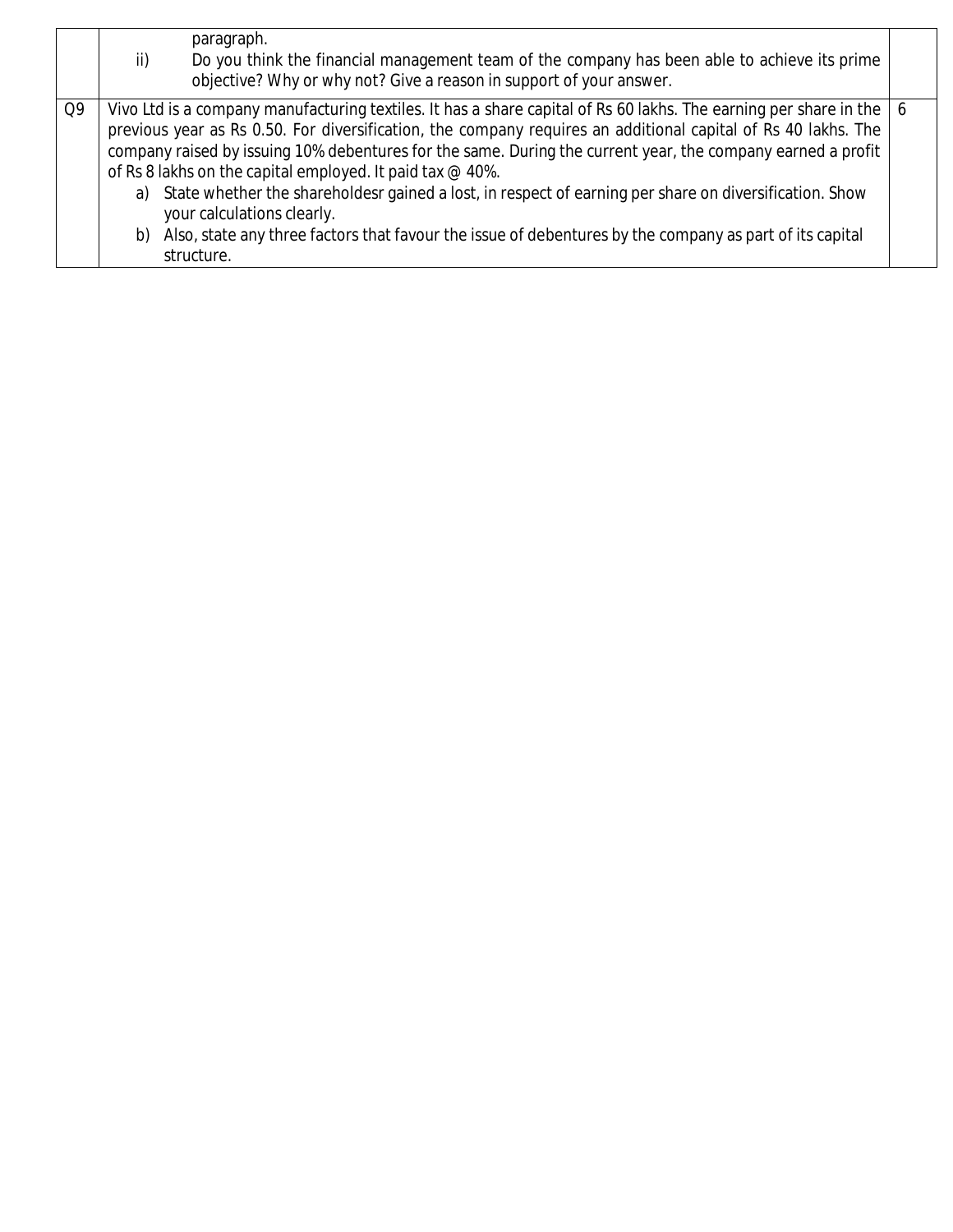|  |  |  |
|---|---|---|
|  | paragraph.<br>ii) Do you think the financial management team of the company has been able to achieve its prime objective? Why or why not? Give a reason in support of your answer. |  |
| Q9 | Vivo Ltd is a company manufacturing textiles. It has a share capital of Rs 60 lakhs. The earning per share in the previous year as Rs 0.50. For diversification, the company requires an additional capital of Rs 40 lakhs. The company raised by issuing 10% debentures for the same. During the current year, the company earned a profit of Rs 8 lakhs on the capital employed. It paid tax @ 40%.<br>a) State whether the shareholdesr gained a lost, in respect of earning per share on diversification. Show your calculations clearly.<br>b) Also, state any three factors that favour the issue of debentures by the company as part of its capital structure. | 6 |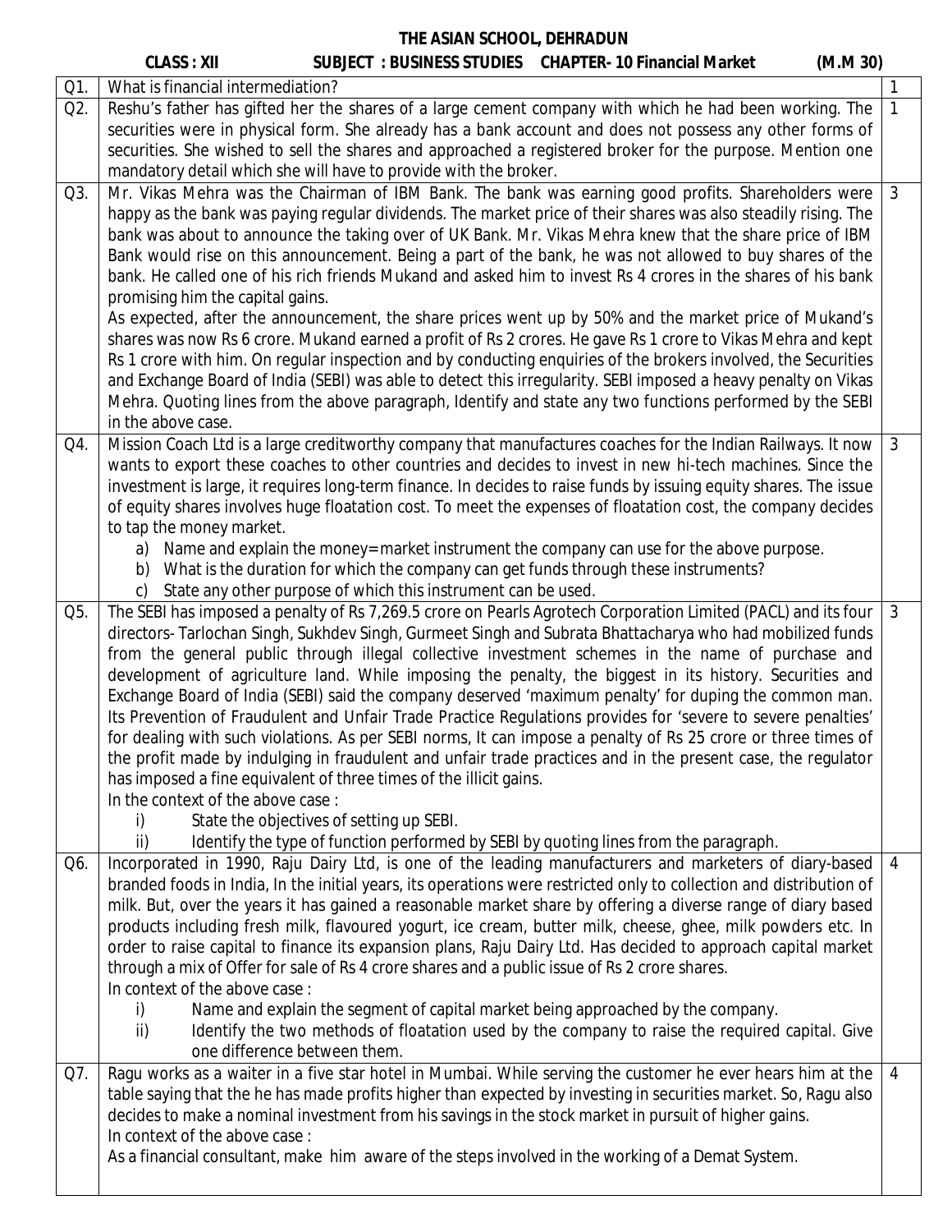# THE ASIAN SCHOOL, DEHRADUN

**CLASS : XII SUBJECT : BUSINESS STUDIES CHAPTER- 10 Financial Market (M.M 30)**

| Q. | Question | Marks |
|---|---|---|
| Q1. | What is financial intermediation? | 1 |
| Q2. | Reshu's father has gifted her the shares of a large cement company with which he had been working. The securities were in physical form. She already has a bank account and does not possess any other forms of securities. She wished to sell the shares and approached a registered broker for the purpose. Mention one mandatory detail which she will have to provide with the broker. | 1 |
| Q3. | Mr. Vikas Mehra was the Chairman of IBM Bank. The bank was earning good profits. Shareholders were happy as the bank was paying regular dividends. The market price of their shares was also steadily rising. The bank was about to announce the taking over of UK Bank. Mr. Vikas Mehra knew that the share price of IBM Bank would rise on this announcement. Being a part of the bank, he was not allowed to buy shares of the bank. He called one of his rich friends Mukand and asked him to invest Rs 4 crores in the shares of his bank promising him the capital gains.<br>As expected, after the announcement, the share prices went up by 50% and the market price of Mukand's shares was now Rs 6 crore. Mukand earned a profit of Rs 2 crores. He gave Rs 1 crore to Vikas Mehra and kept Rs 1 crore with him. On regular inspection and by conducting enquiries of the brokers involved, the Securities and Exchange Board of India (SEBI) was able to detect this irregularity. SEBI imposed a heavy penalty on Vikas Mehra. Quoting lines from the above paragraph, Identify and state any two functions performed by the SEBI in the above case. | 3 |
| Q4. | Mission Coach Ltd is a large creditworthy company that manufactures coaches for the Indian Railways. It now wants to export these coaches to other countries and decides to invest in new hi-tech machines. Since the investment is large, it requires long-term finance. In decides to raise funds by issuing equity shares. The issue of equity shares involves huge floatation cost. To meet the expenses of floatation cost, the company decides to tap the money market.<br>a) Name and explain the money=market instrument the company can use for the above purpose.<br>b) What is the duration for which the company can get funds through these instruments?<br>c) State any other purpose of which this instrument can be used. | 3 |
| Q5. | The SEBI has imposed a penalty of Rs 7,269.5 crore on Pearls Agrotech Corporation Limited (PACL) and its four directors- Tarlochan Singh, Sukhdev Singh, Gurmeet Singh and Subrata Bhattacharya who had mobilized funds from the general public through illegal collective investment schemes in the name of purchase and development of agriculture land. While imposing the penalty, the biggest in its history. Securities and Exchange Board of India (SEBI) said the company deserved 'maximum penalty' for duping the common man. Its Prevention of Fraudulent and Unfair Trade Practice Regulations provides for 'severe to severe penalties' for dealing with such violations. As per SEBI norms, It can impose a penalty of Rs 25 crore or three times of the profit made by indulging in fraudulent and unfair trade practices and in the present case, the regulator has imposed a fine equivalent of three times of the illicit gains.<br>In the context of the above case :<br>i) State the objectives of setting up SEBI.<br>ii) Identify the type of function performed by SEBI by quoting lines from the paragraph. | 3 |
| Q6. | Incorporated in 1990, Raju Dairy Ltd, is one of the leading manufacturers and marketers of diary-based branded foods in India, In the initial years, its operations were restricted only to collection and distribution of milk. But, over the years it has gained a reasonable market share by offering a diverse range of diary based products including fresh milk, flavoured yogurt, ice cream, butter milk, cheese, ghee, milk powders etc. In order to raise capital to finance its expansion plans, Raju Dairy Ltd. Has decided to approach capital market through a mix of Offer for sale of Rs 4 crore shares and a public issue of Rs 2 crore shares.<br>In context of the above case :<br>i) Name and explain the segment of capital market being approached by the company.<br>ii) Identify the two methods of floatation used by the company to raise the required capital. Give one difference between them. | 4 |
| Q7. | Ragu works as a waiter in a five star hotel in Mumbai. While serving the customer he ever hears him at the table saying that the he has made profits higher than expected by investing in securities market. So, Ragu also decides to make a nominal investment from his savings in the stock market in pursuit of higher gains.<br>In context of the above case :<br>As a financial consultant, make him aware of the steps involved in the working of a Demat System. | 4 |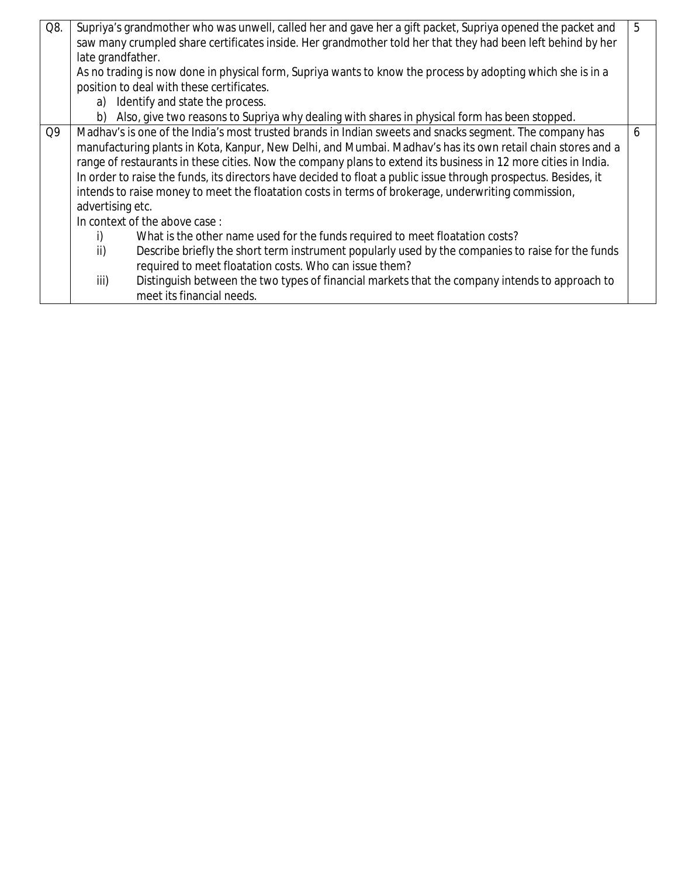| | | |
|---|---|---|
| Q8. | Supriya's grandmother who was unwell, called her and gave her a gift packet, Supriya opened the packet and saw many crumpled share certificates inside. Her grandmother told her that they had been left behind by her late grandfather.<br>As no trading is now done in physical form, Supriya wants to know the process by adopting which she is in a position to deal with these certificates.<br>a) Identify and state the process.<br>b) Also, give two reasons to Supriya why dealing with shares in physical form has been stopped. | 5 |
| Q9 | Madhav's is one of the India's most trusted brands in Indian sweets and snacks segment. The company has manufacturing plants in Kota, Kanpur, New Delhi, and Mumbai. Madhav's has its own retail chain stores and a range of restaurants in these cities. Now the company plans to extend its business in 12 more cities in India. In order to raise the funds, its directors have decided to float a public issue through prospectus. Besides, it intends to raise money to meet the floatation costs in terms of brokerage, underwriting commission, advertising etc.<br>In context of the above case :<br>i) What is the other name used for the funds required to meet floatation costs?<br>ii) Describe briefly the short term instrument popularly used by the companies to raise for the funds required to meet floatation costs. Who can issue them?<br>iii) Distinguish between the two types of financial markets that the company intends to approach to meet its financial needs. | 6 |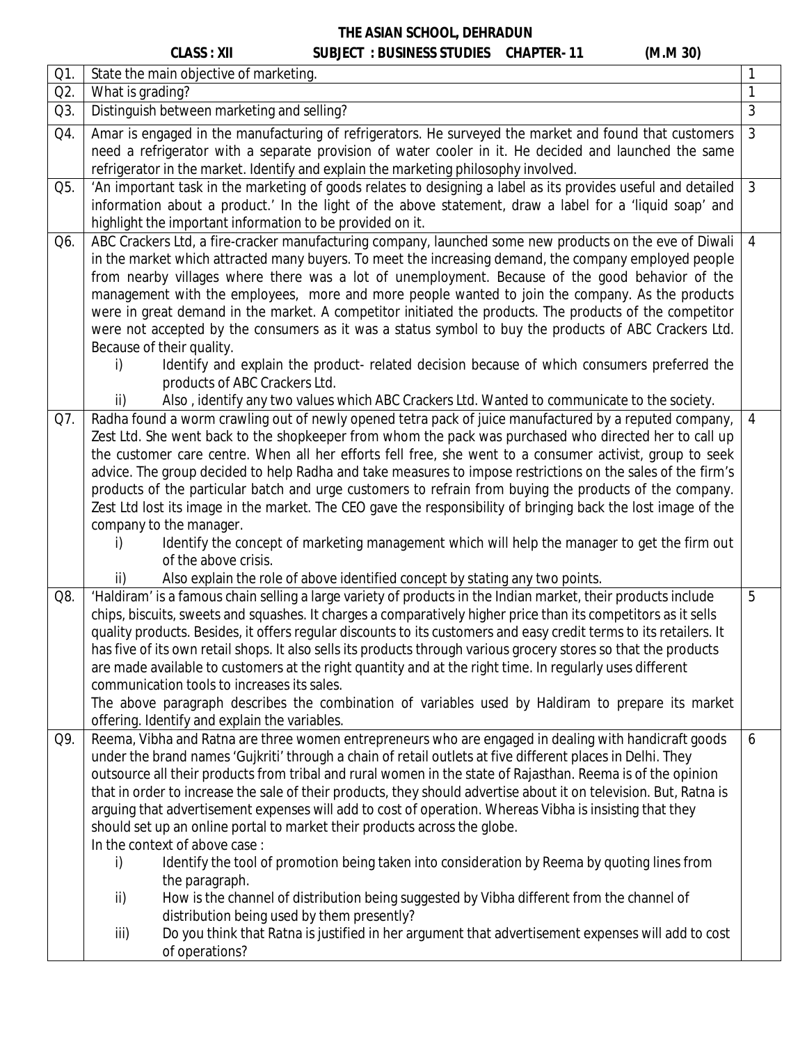# THE ASIAN SCHOOL, DEHRADUN

**CLASS : XII** **SUBJECT : BUSINESS STUDIES CHAPTER- 11** **(M.M 30)**

| Q. | Question | Marks |
|---|---|---|
| Q1. | State the main objective of marketing. | 1 |
| Q2. | What is grading? | 1 |
| Q3. | Distinguish between marketing and selling? | 3 |
| Q4. | Amar is engaged in the manufacturing of refrigerators. He surveyed the market and found that customers need a refrigerator with a separate provision of water cooler in it. He decided and launched the same refrigerator in the market. Identify and explain the marketing philosophy involved. | 3 |
| Q5. | 'An important task in the marketing of goods relates to designing a label as its provides useful and detailed information about a product.' In the light of the above statement, draw a label for a 'liquid soap' and highlight the important information to be provided on it. | 3 |
| Q6. | ABC Crackers Ltd, a fire-cracker manufacturing company, launched some new products on the eve of Diwali in the market which attracted many buyers. To meet the increasing demand, the company employed people from nearby villages where there was a lot of unemployment. Because of the good behavior of the management with the employees, more and more people wanted to join the company. As the products were in great demand in the market. A competitor initiated the products. The products of the competitor were not accepted by the consumers as it was a status symbol to buy the products of ABC Crackers Ltd. Because of their quality.<br>i) Identify and explain the product- related decision because of which consumers preferred the products of ABC Crackers Ltd.<br>ii) Also , identify any two values which ABC Crackers Ltd. Wanted to communicate to the society. | 4 |
| Q7. | Radha found a worm crawling out of newly opened tetra pack of juice manufactured by a reputed company, Zest Ltd. She went back to the shopkeeper from whom the pack was purchased who directed her to call up the customer care centre. When all her efforts fell free, she went to a consumer activist, group to seek advice. The group decided to help Radha and take measures to impose restrictions on the sales of the firm's products of the particular batch and urge customers to refrain from buying the products of the company. Zest Ltd lost its image in the market. The CEO gave the responsibility of bringing back the lost image of the company to the manager.<br>i) Identify the concept of marketing management which will help the manager to get the firm out of the above crisis.<br>ii) Also explain the role of above identified concept by stating any two points. | 4 |
| Q8. | 'Haldiram' is a famous chain selling a large variety of products in the Indian market, their products include chips, biscuits, sweets and squashes. It charges a comparatively higher price than its competitors as it sells quality products. Besides, it offers regular discounts to its customers and easy credit terms to its retailers. It has five of its own retail shops. It also sells its products through various grocery stores so that the products are made available to customers at the right quantity and at the right time. In regularly uses different communication tools to increases its sales.<br>The above paragraph describes the combination of variables used by Haldiram to prepare its market offering. Identify and explain the variables. | 5 |
| Q9. | Reema, Vibha and Ratna are three women entrepreneurs who are engaged in dealing with handicraft goods under the brand names 'Gujkriti' through a chain of retail outlets at five different places in Delhi. They outsource all their products from tribal and rural women in the state of Rajasthan. Reema is of the opinion that in order to increase the sale of their products, they should advertise about it on television. But, Ratna is arguing that advertisement expenses will add to cost of operation. Whereas Vibha is insisting that they should set up an online portal to market their products across the globe.<br>In the context of above case :<br>i) Identify the tool of promotion being taken into consideration by Reema by quoting lines from the paragraph.<br>ii) How is the channel of distribution being suggested by Vibha different from the channel of distribution being used by them presently?<br>iii) Do you think that Ratna is justified in her argument that advertisement expenses will add to cost of operations? | 6 |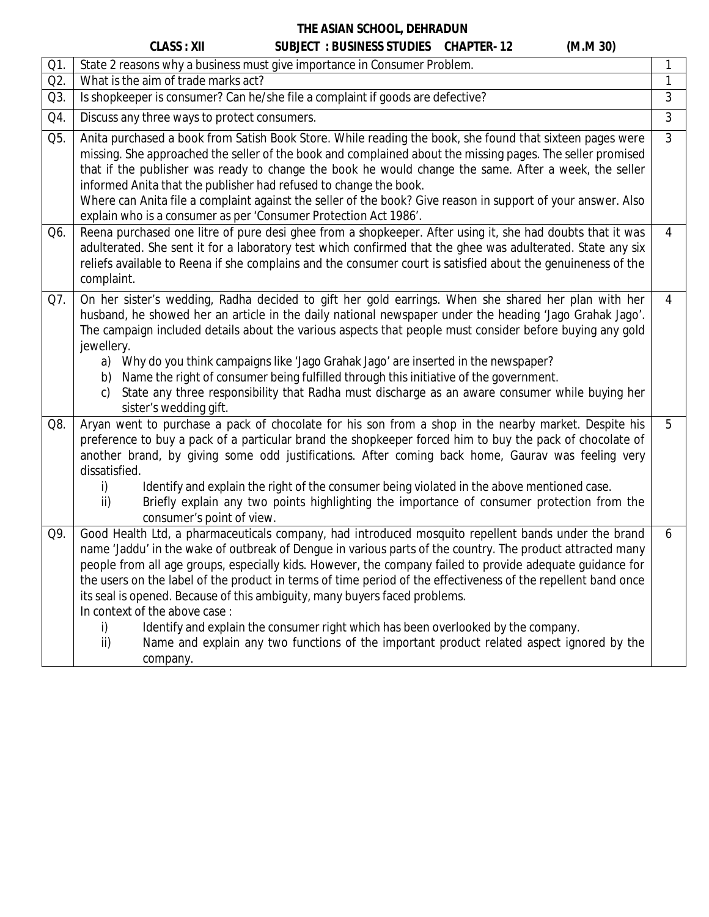# THE ASIAN SCHOOL, DEHRADUN

**CLASS : XII SUBJECT : BUSINESS STUDIES CHAPTER- 12 (M.M 30)**

| | | |
|---|---|---|
| Q1. | State 2 reasons why a business must give importance in Consumer Problem. | 1 |
| Q2. | What is the aim of trade marks act? | 1 |
| Q3. | Is shopkeeper is consumer? Can he/she file a complaint if goods are defective? | 3 |
| Q4. | Discuss any three ways to protect consumers. | 3 |
| Q5. | Anita purchased a book from Satish Book Store. While reading the book, she found that sixteen pages were missing. She approached the seller of the book and complained about the missing pages. The seller promised that if the publisher was ready to change the book he would change the same. After a week, the seller informed Anita that the publisher had refused to change the book.<br>Where can Anita file a complaint against the seller of the book? Give reason in support of your answer. Also explain who is a consumer as per 'Consumer Protection Act 1986'. | 3 |
| Q6. | Reena purchased one litre of pure desi ghee from a shopkeeper. After using it, she had doubts that it was adulterated. She sent it for a laboratory test which confirmed that the ghee was adulterated. State any six reliefs available to Reena if she complains and the consumer court is satisfied about the genuineness of the complaint. | 4 |
| Q7. | On her sister's wedding, Radha decided to gift her gold earrings. When she shared her plan with her husband, he showed her an article in the daily national newspaper under the heading 'Jago Grahak Jago'. The campaign included details about the various aspects that people must consider before buying any gold jewellery.<br>a) Why do you think campaigns like 'Jago Grahak Jago' are inserted in the newspaper?<br>b) Name the right of consumer being fulfilled through this initiative of the government.<br>c) State any three responsibility that Radha must discharge as an aware consumer while buying her sister's wedding gift. | 4 |
| Q8. | Aryan went to purchase a pack of chocolate for his son from a shop in the nearby market. Despite his preference to buy a pack of a particular brand the shopkeeper forced him to buy the pack of chocolate of another brand, by giving some odd justifications. After coming back home, Gaurav was feeling very dissatisfied.<br>i) Identify and explain the right of the consumer being violated in the above mentioned case.<br>ii) Briefly explain any two points highlighting the importance of consumer protection from the consumer's point of view. | 5 |
| Q9. | Good Health Ltd, a pharmaceuticals company, had introduced mosquito repellent bands under the brand name 'Jaddu' in the wake of outbreak of Dengue in various parts of the country. The product attracted many people from all age groups, especially kids. However, the company failed to provide adequate guidance for the users on the label of the product in terms of time period of the effectiveness of the repellent band once its seal is opened. Because of this ambiguity, many buyers faced problems.<br>In context of the above case :<br>i) Identify and explain the consumer right which has been overlooked by the company.<br>ii) Name and explain any two functions of the important product related aspect ignored by the company. | 6 |